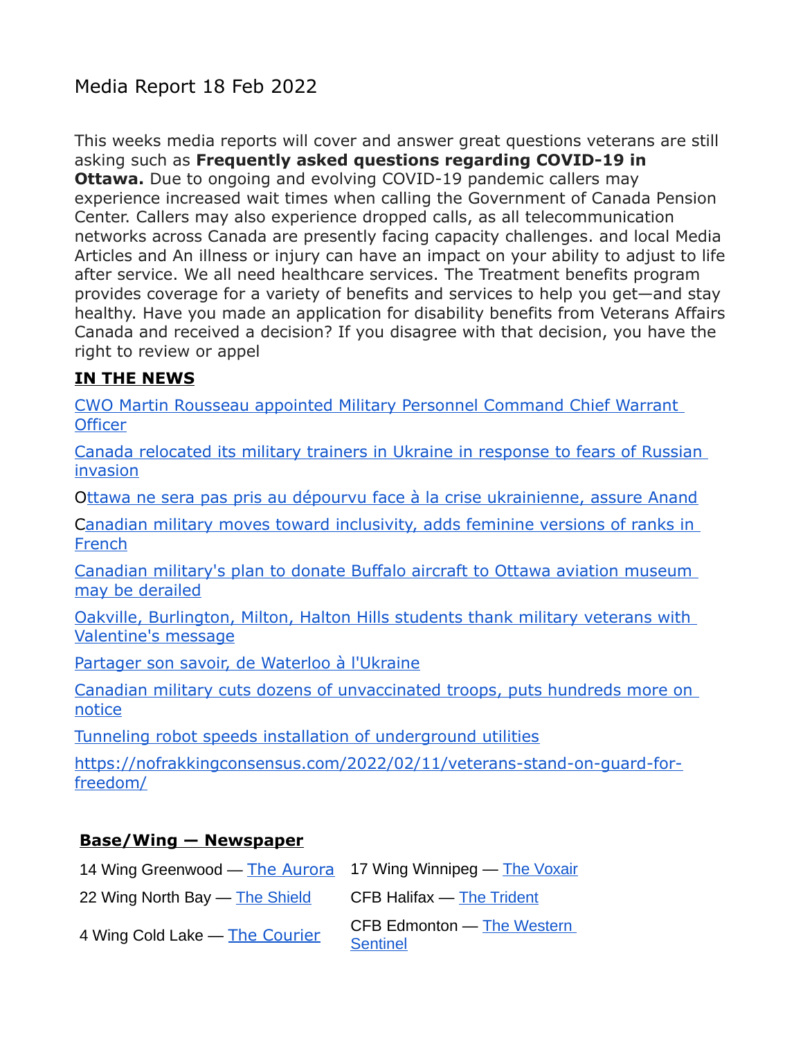# Media Report 18 Feb 2022

This weeks media reports will cover and answer great questions veterans are still asking such as **Frequently asked questions regarding COVID-19 in Ottawa.** Due to ongoing and evolving COVID-19 pandemic callers may experience increased wait times when calling the Government of Canada Pension Center. Callers may also experience dropped calls, as all telecommunication networks across Canada are presently facing capacity challenges. and local Media Articles and An illness or injury can have an impact on your ability to adjust to life after service. We all need healthcare services. The Treatment benefits program provides coverage for a variety of benefits and services to help you get—and stay healthy. Have you made an application for disability benefits from Veterans Affairs Canada and received a decision? If you disagree with that decision, you have the right to review or appel

## IN THE NEWS

CWO Martin Rousseau appointed Military Personnel Command Chief Warrant Officer

Canada relocated its military trainers in Ukraine in response to fears of Russian invasion

Ottawa ne sera pas pris au dépourvu face à la crise ukrainienne, assure Anand

Canadian military moves toward inclusivity, adds feminine versions of ranks in French

Canadian military's plan to donate Buffalo aircraft to Ottawa aviation museum may be derailed

Oakville, Burlington, Milton, Halton Hills students thank military veterans with Valentine's message

Partager son savoir, de Waterloo à l'Ukraine

Canadian military cuts dozens of unvaccinated troops, puts hundreds more on notice

Tunneling robot speeds installation of underground utilities

https://nofrakkingconsensus.com/2022/02/11/veterans-stand-on-guard-for-freedom/

## Base/Wing — Newspaper

| | |
|---|---|
| 14 Wing Greenwood — The Aurora | 17 Wing Winnipeg — The Voxair |
| 22 Wing North Bay — The Shield | CFB Halifax — The Trident |
| 4 Wing Cold Lake — The Courier | CFB Edmonton — The Western Sentinel |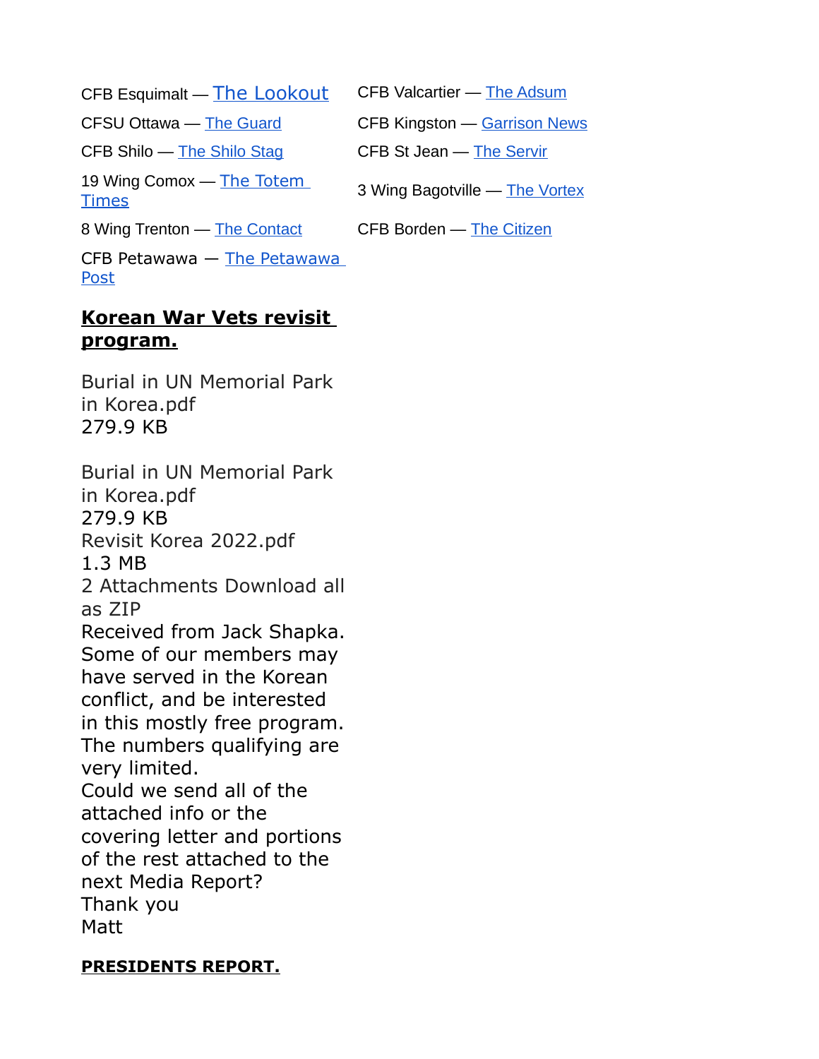CFB Esquimalt — The Lookout

CFSU Ottawa — The Guard

CFB Shilo — The Shilo Stag

19 Wing Comox — The Totem Times

8 Wing Trenton — The Contact

CFB Petawawa — The Petawawa Post

CFB Valcartier — The Adsum

CFB Kingston — Garrison News

CFB St Jean — The Servir

3 Wing Bagotville — The Vortex

CFB Borden — The Citizen

## **Korean War Vets revisit program.**

Burial in UN Memorial Park in Korea.pdf
279.9 KB

Burial in UN Memorial Park in Korea.pdf
279.9 KB
Revisit Korea 2022.pdf
1.3 MB
2 Attachments Download all as ZIP
Received from Jack Shapka.
Some of our members may have served in the Korean conflict, and be interested in this mostly free program.
The numbers qualifying are very limited.
Could we send all of the attached info or the covering letter and portions of the rest attached to the next Media Report?
Thank you
Matt

## **PRESIDENTS REPORT.**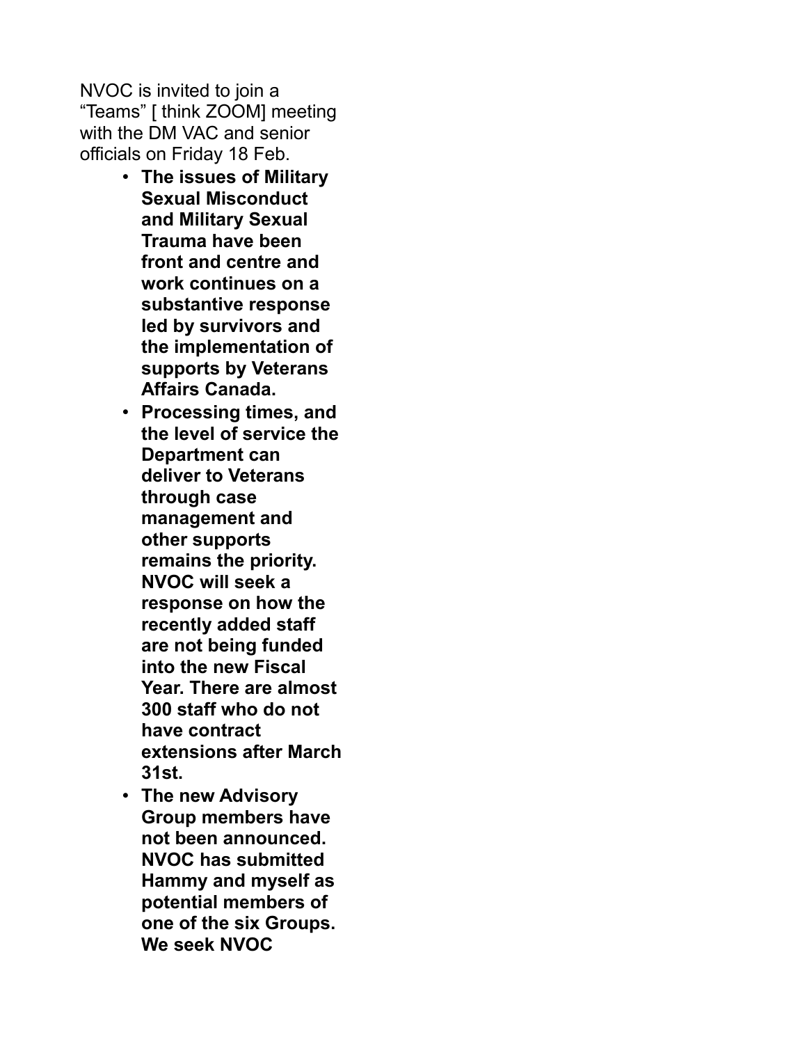NVOC is invited to join a "Teams" [ think ZOOM] meeting with the DM VAC and senior officials on Friday 18 Feb.

- **The issues of Military Sexual Misconduct and Military Sexual Trauma have been front and centre and work continues on a substantive response led by survivors and the implementation of supports by Veterans Affairs Canada.**
- **Processing times, and the level of service the Department can deliver to Veterans through case management and other supports remains the priority. NVOC will seek a response on how the recently added staff are not being funded into the new Fiscal Year. There are almost 300 staff who do not have contract extensions after March 31st.**
- **The new Advisory Group members have not been announced. NVOC has submitted Hammy and myself as potential members of one of the six Groups. We seek NVOC**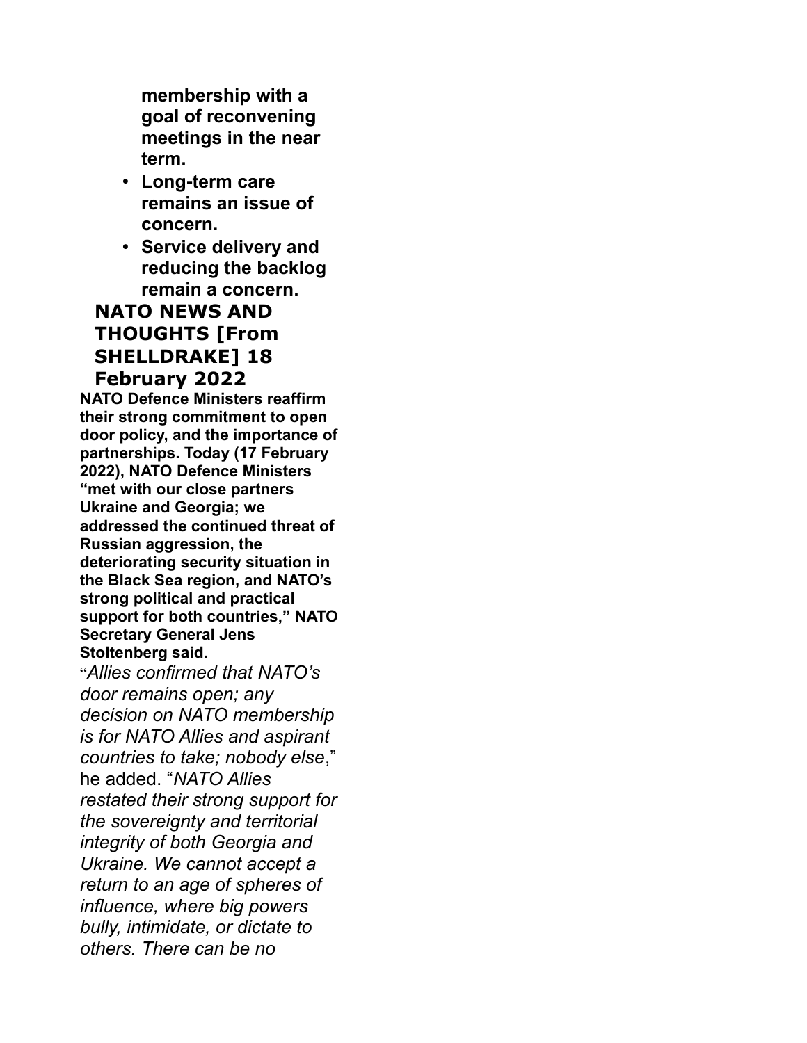membership with a goal of reconvening meetings in the near term.

- **Long-term care remains an issue of concern.**
- **Service delivery and reducing the backlog remain a concern.**

## NATO NEWS AND THOUGHTS [From SHELLDRAKE] 18 February 2022

**NATO Defence Ministers reaffirm their strong commitment to open door policy, and the importance of partnerships. Today (17 February 2022), NATO Defence Ministers "met with our close partners Ukraine and Georgia; we addressed the continued threat of Russian aggression, the deteriorating security situation in the Black Sea region, and NATO's strong political and practical support for both countries," NATO Secretary General Jens Stoltenberg said.**

"*Allies confirmed that NATO's door remains open; any decision on NATO membership is for NATO Allies and aspirant countries to take; nobody else*," he added. "*NATO Allies restated their strong support for the sovereignty and territorial integrity of both Georgia and Ukraine. We cannot accept a return to an age of spheres of influence, where big powers bully, intimidate, or dictate to others. There can be no*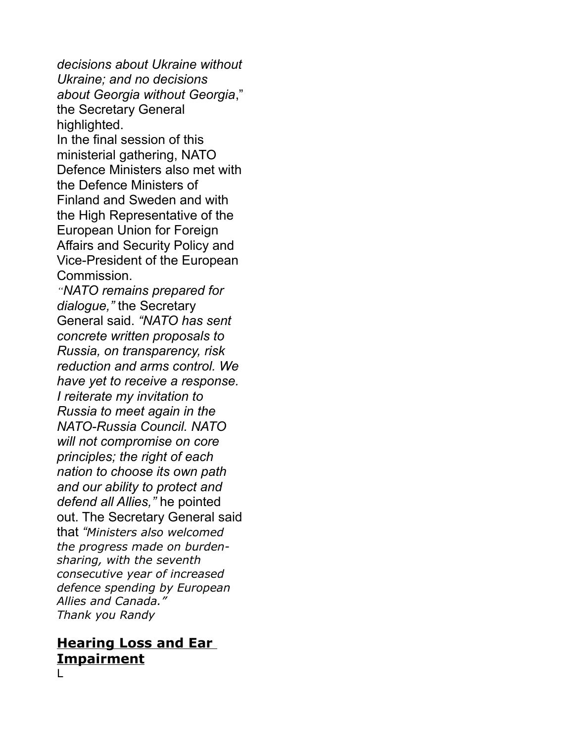*decisions about Ukraine without Ukraine; and no decisions about Georgia without Georgia*," the Secretary General highlighted.

In the final session of this ministerial gathering, NATO Defence Ministers also met with the Defence Ministers of Finland and Sweden and with the High Representative of the European Union for Foreign Affairs and Security Policy and Vice-President of the European Commission.

*"NATO remains prepared for dialogue,"* the Secretary General said. *"NATO has sent concrete written proposals to Russia, on transparency, risk reduction and arms control. We have yet to receive a response. I reiterate my invitation to Russia to meet again in the NATO-Russia Council. NATO will not compromise on core principles; the right of each nation to choose its own path and our ability to protect and defend all Allies,"* he pointed out. The Secretary General said that *"Ministers also welcomed the progress made on burden-sharing, with the seventh consecutive year of increased defence spending by European Allies and Canada."*

*Thank you Randy*

## **Hearing Loss and Ear Impairment**

L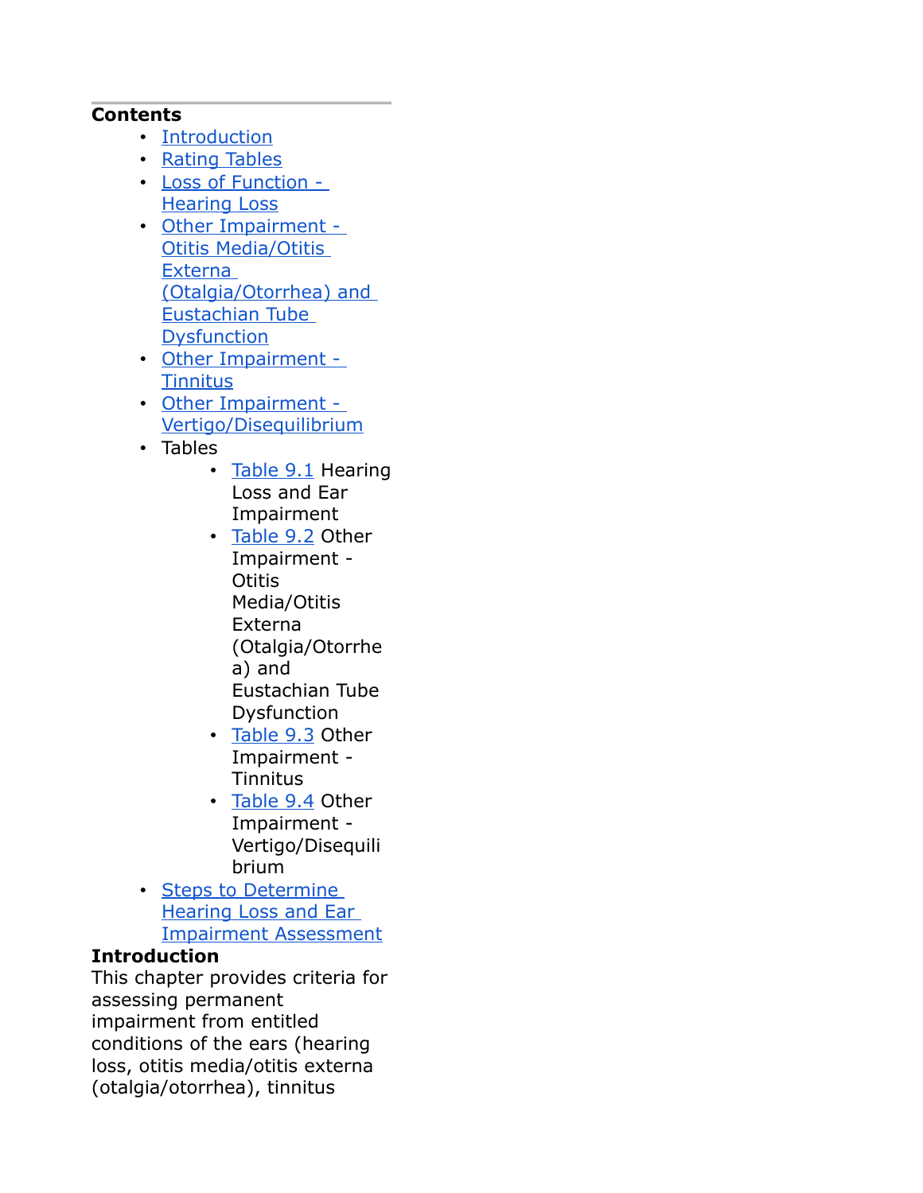## Contents

- [Introduction]
- [Rating Tables]
- [Loss of Function - Hearing Loss]
- [Other Impairment - Otitis Media/Otitis Externa (Otalgia/Otorrhea) and Eustachian Tube Dysfunction]
- [Other Impairment - Tinnitus]
- [Other Impairment - Vertigo/Disequilibrium]
- Tables
    - [Table 9.1] Hearing Loss and Ear Impairment
    - [Table 9.2] Other Impairment - Otitis Media/Otitis Externa (Otalgia/Otorrhea) and Eustachian Tube Dysfunction
    - [Table 9.3] Other Impairment - Tinnitus
    - [Table 9.4] Other Impairment - Vertigo/Disequilibrium
- [Steps to Determine Hearing Loss and Ear Impairment Assessment]

**Introduction**

This chapter provides criteria for assessing permanent impairment from entitled conditions of the ears (hearing loss, otitis media/otitis externa (otalgia/otorrhea), tinnitus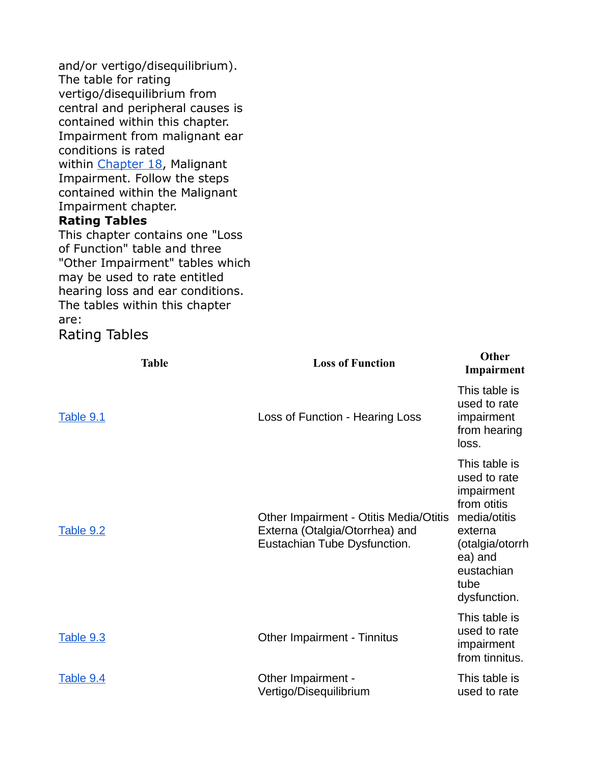and/or vertigo/disequilibrium). The table for rating vertigo/disequilibrium from central and peripheral causes is contained within this chapter. Impairment from malignant ear conditions is rated within Chapter 18, Malignant Impairment. Follow the steps contained within the Malignant Impairment chapter.

**Rating Tables**

This chapter contains one "Loss of Function" table and three "Other Impairment" tables which may be used to rate entitled hearing loss and ear conditions. The tables within this chapter are:

## Rating Tables

| Table | Loss of Function | Other Impairment |
|---|---|---|
| Table 9.1 | Loss of Function - Hearing Loss | This table is used to rate impairment from hearing loss. |
| Table 9.2 | Other Impairment - Otitis Media/Otitis Externa (Otalgia/Otorrhea) and Eustachian Tube Dysfunction. | This table is used to rate impairment from otitis media/otitis externa (otalgia/otorrhea) and eustachian tube dysfunction. |
| Table 9.3 | Other Impairment - Tinnitus | This table is used to rate impairment from tinnitus. |
| Table 9.4 | Other Impairment - Vertigo/Disequilibrium | This table is used to rate |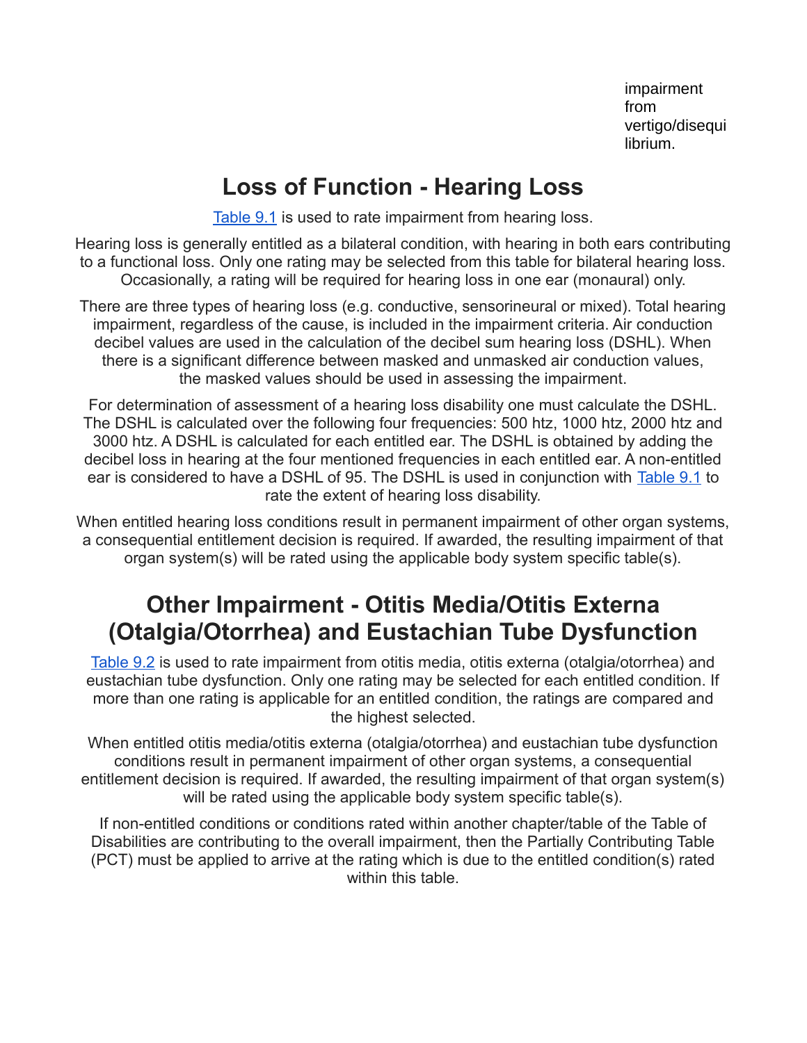impairment from vertigo/disequilibrium.

## Loss of Function - Hearing Loss

Table 9.1 is used to rate impairment from hearing loss.

Hearing loss is generally entitled as a bilateral condition, with hearing in both ears contributing to a functional loss. Only one rating may be selected from this table for bilateral hearing loss. Occasionally, a rating will be required for hearing loss in one ear (monaural) only.

There are three types of hearing loss (e.g. conductive, sensorineural or mixed). Total hearing impairment, regardless of the cause, is included in the impairment criteria. Air conduction decibel values are used in the calculation of the decibel sum hearing loss (DSHL). When there is a significant difference between masked and unmasked air conduction values, the masked values should be used in assessing the impairment.

For determination of assessment of a hearing loss disability one must calculate the DSHL. The DSHL is calculated over the following four frequencies: 500 htz, 1000 htz, 2000 htz and 3000 htz. A DSHL is calculated for each entitled ear. The DSHL is obtained by adding the decibel loss in hearing at the four mentioned frequencies in each entitled ear. A non-entitled ear is considered to have a DSHL of 95. The DSHL is used in conjunction with Table 9.1 to rate the extent of hearing loss disability.

When entitled hearing loss conditions result in permanent impairment of other organ systems, a consequential entitlement decision is required. If awarded, the resulting impairment of that organ system(s) will be rated using the applicable body system specific table(s).

## Other Impairment - Otitis Media/Otitis Externa (Otalgia/Otorrhea) and Eustachian Tube Dysfunction

Table 9.2 is used to rate impairment from otitis media, otitis externa (otalgia/otorrhea) and eustachian tube dysfunction. Only one rating may be selected for each entitled condition. If more than one rating is applicable for an entitled condition, the ratings are compared and the highest selected.

When entitled otitis media/otitis externa (otalgia/otorrhea) and eustachian tube dysfunction conditions result in permanent impairment of other organ systems, a consequential entitlement decision is required. If awarded, the resulting impairment of that organ system(s) will be rated using the applicable body system specific table(s).

If non-entitled conditions or conditions rated within another chapter/table of the Table of Disabilities are contributing to the overall impairment, then the Partially Contributing Table (PCT) must be applied to arrive at the rating which is due to the entitled condition(s) rated within this table.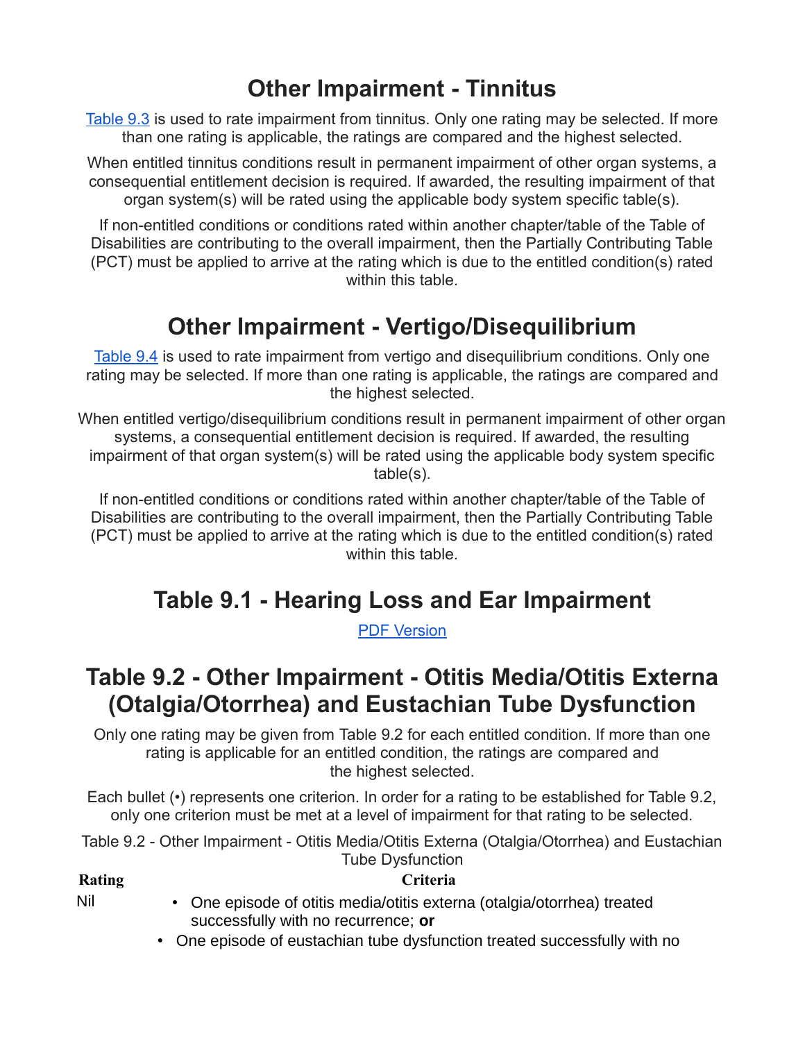# Other Impairment - Tinnitus

Table 9.3 is used to rate impairment from tinnitus. Only one rating may be selected. If more than one rating is applicable, the ratings are compared and the highest selected.

When entitled tinnitus conditions result in permanent impairment of other organ systems, a consequential entitlement decision is required. If awarded, the resulting impairment of that organ system(s) will be rated using the applicable body system specific table(s).

If non-entitled conditions or conditions rated within another chapter/table of the Table of Disabilities are contributing to the overall impairment, then the Partially Contributing Table (PCT) must be applied to arrive at the rating which is due to the entitled condition(s) rated within this table.

# Other Impairment - Vertigo/Disequilibrium

Table 9.4 is used to rate impairment from vertigo and disequilibrium conditions. Only one rating may be selected. If more than one rating is applicable, the ratings are compared and the highest selected.

When entitled vertigo/disequilibrium conditions result in permanent impairment of other organ systems, a consequential entitlement decision is required. If awarded, the resulting impairment of that organ system(s) will be rated using the applicable body system specific table(s).

If non-entitled conditions or conditions rated within another chapter/table of the Table of Disabilities are contributing to the overall impairment, then the Partially Contributing Table (PCT) must be applied to arrive at the rating which is due to the entitled condition(s) rated within this table.

# Table 9.1 - Hearing Loss and Ear Impairment

PDF Version

# Table 9.2 - Other Impairment - Otitis Media/Otitis Externa (Otalgia/Otorrhea) and Eustachian Tube Dysfunction

Only one rating may be given from Table 9.2 for each entitled condition. If more than one rating is applicable for an entitled condition, the ratings are compared and the highest selected.

Each bullet (•) represents one criterion. In order for a rating to be established for Table 9.2, only one criterion must be met at a level of impairment for that rating to be selected.

Table 9.2 - Other Impairment - Otitis Media/Otitis Externa (Otalgia/Otorrhea) and Eustachian Tube Dysfunction

| Rating | Criteria |
| --- | --- |
| Nil | • One episode of otitis media/otitis externa (otalgia/otorrhea) treated successfully with no recurrence; **or**<br>• One episode of eustachian tube dysfunction treated successfully with no |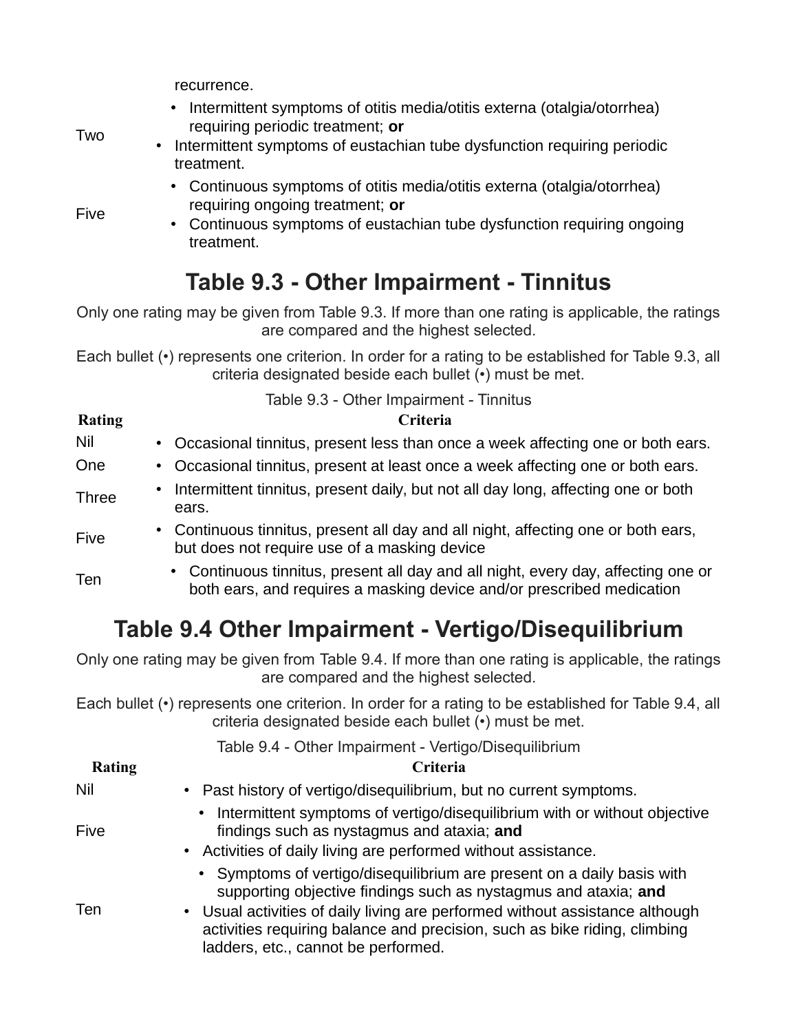| | |
|---|---|
| | recurrence. |
| Two | • Intermittent symptoms of otitis media/otitis externa (otalgia/otorrhea) requiring periodic treatment; **or**<br>• Intermittent symptoms of eustachian tube dysfunction requiring periodic treatment. |
| Five | • Continuous symptoms of otitis media/otitis externa (otalgia/otorrhea) requiring ongoing treatment; **or**<br>• Continuous symptoms of eustachian tube dysfunction requiring ongoing treatment. |

## Table 9.3 - Other Impairment - Tinnitus

Only one rating may be given from Table 9.3. If more than one rating is applicable, the ratings are compared and the highest selected.

Each bullet (•) represents one criterion. In order for a rating to be established for Table 9.3, all criteria designated beside each bullet (•) must be met.

Table 9.3 - Other Impairment - Tinnitus

| Rating | Criteria |
|---|---|
| Nil | • Occasional tinnitus, present less than once a week affecting one or both ears. |
| One | • Occasional tinnitus, present at least once a week affecting one or both ears. |
| Three | • Intermittent tinnitus, present daily, but not all day long, affecting one or both ears. |
| Five | • Continuous tinnitus, present all day and all night, affecting one or both ears, but does not require use of a masking device |
| Ten | • Continuous tinnitus, present all day and all night, every day, affecting one or both ears, and requires a masking device and/or prescribed medication |

## Table 9.4 Other Impairment - Vertigo/Disequilibrium

Only one rating may be given from Table 9.4. If more than one rating is applicable, the ratings are compared and the highest selected.

Each bullet (•) represents one criterion. In order for a rating to be established for Table 9.4, all criteria designated beside each bullet (•) must be met.

Table 9.4 - Other Impairment - Vertigo/Disequilibrium

| Rating | Criteria |
|---|---|
| Nil | • Past history of vertigo/disequilibrium, but no current symptoms. |
| Five | • Intermittent symptoms of vertigo/disequilibrium with or without objective findings such as nystagmus and ataxia; **and**<br>• Activities of daily living are performed without assistance. |
| Ten | • Symptoms of vertigo/disequilibrium are present on a daily basis with supporting objective findings such as nystagmus and ataxia; **and**<br>• Usual activities of daily living are performed without assistance although activities requiring balance and precision, such as bike riding, climbing ladders, etc., cannot be performed. |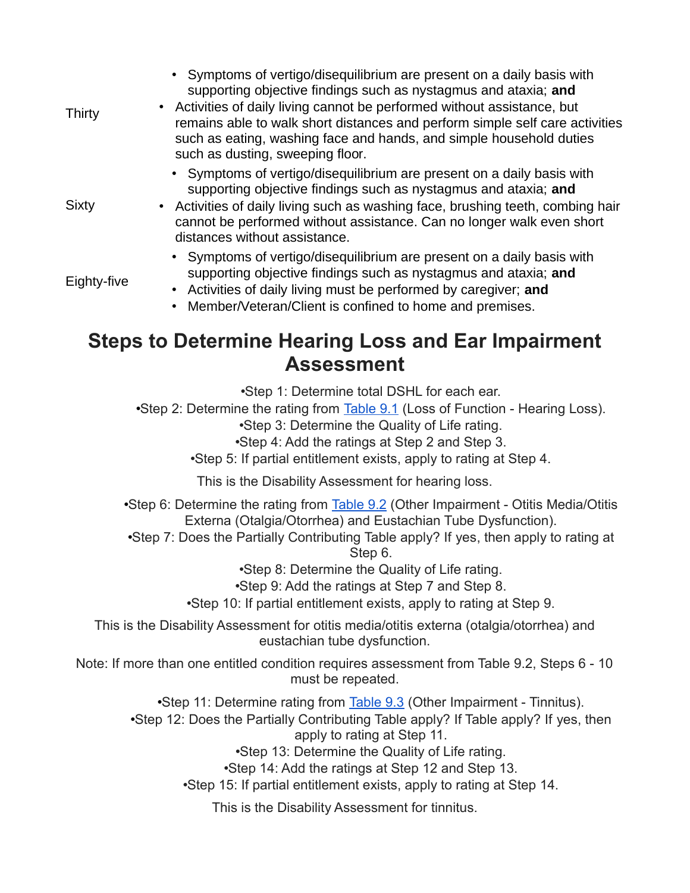| | |
|---|---|
| Thirty | • Symptoms of vertigo/disequilibrium are present on a daily basis with supporting objective findings such as nystagmus and ataxia; **and**<br>• Activities of daily living cannot be performed without assistance, but remains able to walk short distances and perform simple self care activities such as eating, washing face and hands, and simple household duties such as dusting, sweeping floor. |
| Sixty | • Symptoms of vertigo/disequilibrium are present on a daily basis with supporting objective findings such as nystagmus and ataxia; **and**<br>• Activities of daily living such as washing face, brushing teeth, combing hair cannot be performed without assistance. Can no longer walk even short distances without assistance. |
| Eighty-five | • Symptoms of vertigo/disequilibrium are present on a daily basis with supporting objective findings such as nystagmus and ataxia; **and**<br>• Activities of daily living must be performed by caregiver; **and**<br>• Member/Veteran/Client is confined to home and premises. |

## Steps to Determine Hearing Loss and Ear Impairment Assessment

•Step 1: Determine total DSHL for each ear.
•Step 2: Determine the rating from Table 9.1 (Loss of Function - Hearing Loss).
•Step 3: Determine the Quality of Life rating.
•Step 4: Add the ratings at Step 2 and Step 3.
•Step 5: If partial entitlement exists, apply to rating at Step 4.

This is the Disability Assessment for hearing loss.

•Step 6: Determine the rating from Table 9.2 (Other Impairment - Otitis Media/Otitis Externa (Otalgia/Otorrhea) and Eustachian Tube Dysfunction).
•Step 7: Does the Partially Contributing Table apply? If yes, then apply to rating at Step 6.
•Step 8: Determine the Quality of Life rating.
•Step 9: Add the ratings at Step 7 and Step 8.
•Step 10: If partial entitlement exists, apply to rating at Step 9.

This is the Disability Assessment for otitis media/otitis externa (otalgia/otorrhea) and eustachian tube dysfunction.

Note: If more than one entitled condition requires assessment from Table 9.2, Steps 6 - 10 must be repeated.

•Step 11: Determine rating from Table 9.3 (Other Impairment - Tinnitus).
•Step 12: Does the Partially Contributing Table apply? If Table apply? If yes, then apply to rating at Step 11.
•Step 13: Determine the Quality of Life rating.
•Step 14: Add the ratings at Step 12 and Step 13.
•Step 15: If partial entitlement exists, apply to rating at Step 14.

This is the Disability Assessment for tinnitus.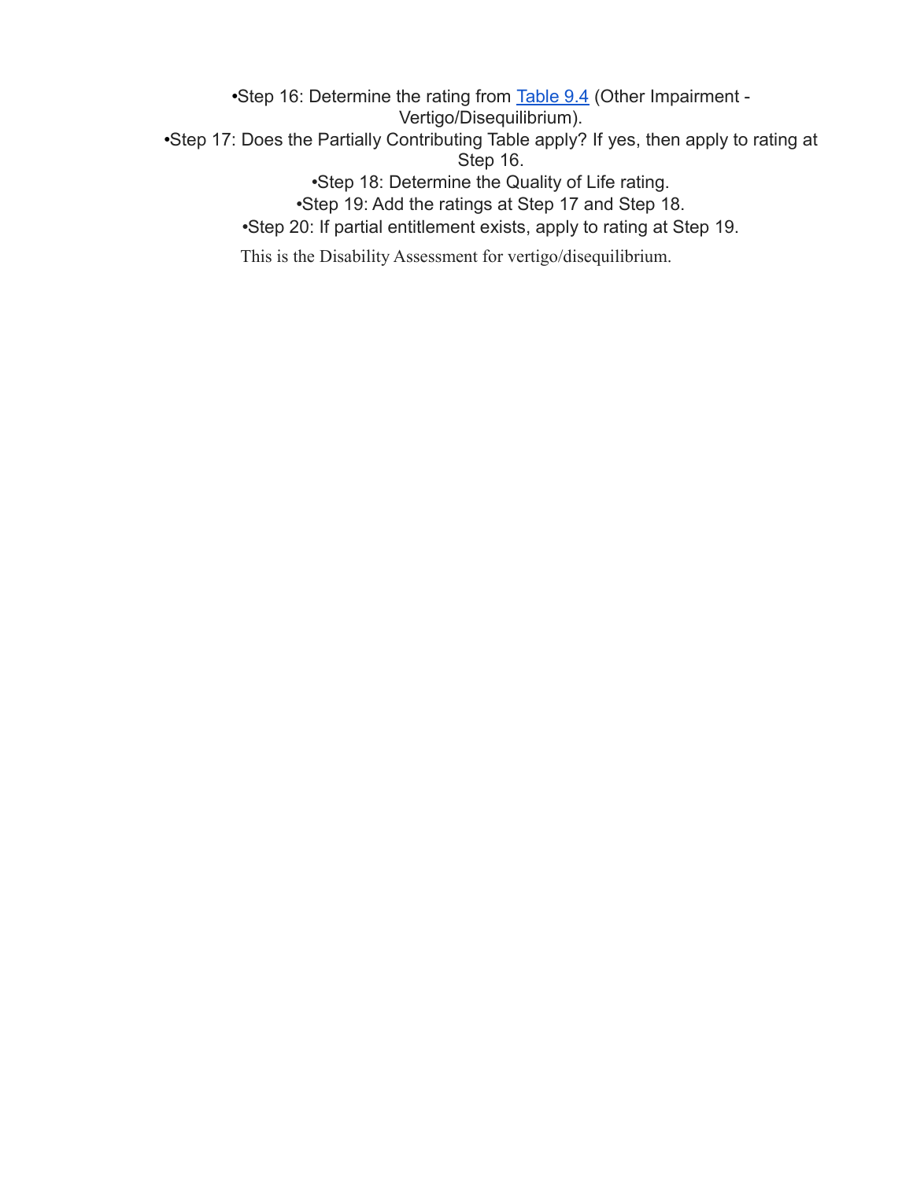•Step 16: Determine the rating from [Table 9.4](#) (Other Impairment - Vertigo/Disequilibrium).

•Step 17: Does the Partially Contributing Table apply? If yes, then apply to rating at Step 16.

•Step 18: Determine the Quality of Life rating.

•Step 19: Add the ratings at Step 17 and Step 18.

•Step 20: If partial entitlement exists, apply to rating at Step 19.

This is the Disability Assessment for vertigo/disequilibrium.